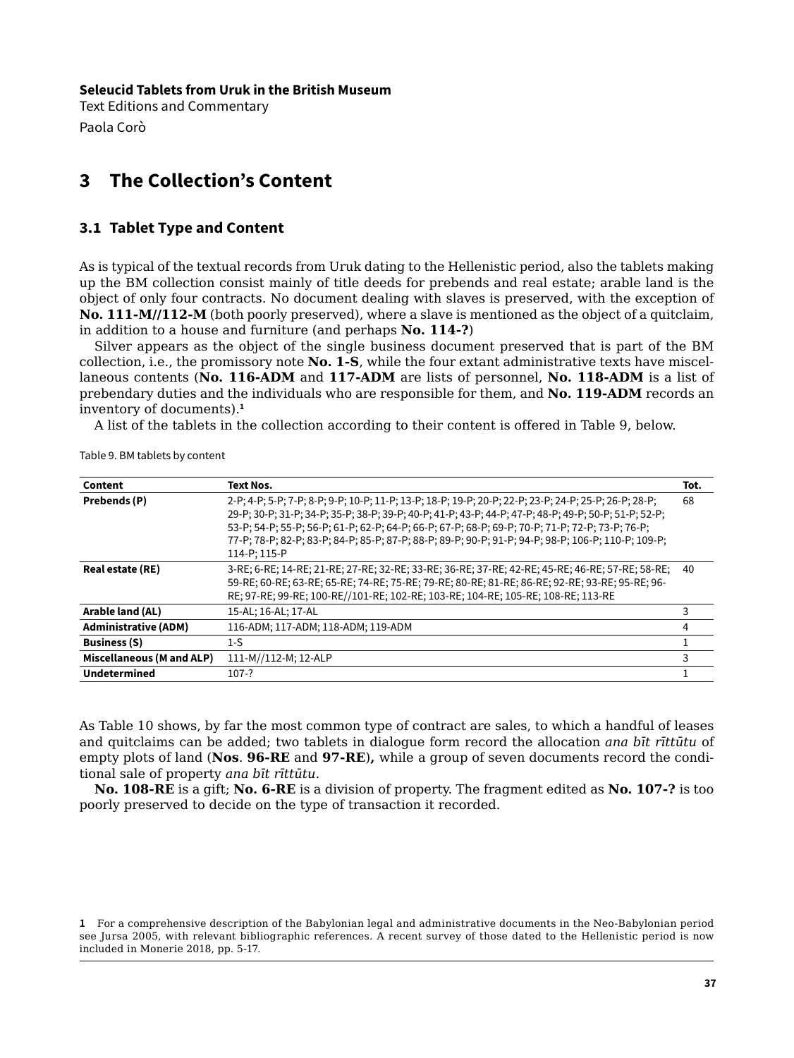# 3 The Collection's Content

## 3.1 Tablet Type and Content

As is typical of the textual records from Uruk dating to the Hellenistic period, also the tablets making up the BM collection consist mainly of title deeds for prebends and real estate; arable land is the object of only four contracts. No document dealing with slaves is preserved, with the exception of **No. 111-M//112-M** (both poorly preserved), where a slave is mentioned as the object of a quitclaim, in addition to a house and furniture (and perhaps **No. 114-?**)

Silver appears as the object of the single business document preserved that is part of the BM collection, i.e., the promissory note **No. 1-S**, while the four extant administrative texts have miscellaneous contents (**No. 116-ADM** and **117-ADM** are lists of personnel, **No. 118-ADM** is a list of prebendary duties and the individuals who are responsible for them, and **No. 119-ADM** records an inventory of documents).[1]

A list of the tablets in the collection according to their content is offered in Table 9, below.

Table 9. BM tablets by content

| Content | Text Nos. | Tot. |
|---|---|---|
| **Prebends (P)** | 2-P; 4-P; 5-P; 7-P; 8-P; 9-P; 10-P; 11-P; 13-P; 18-P; 19-P; 20-P; 22-P; 23-P; 24-P; 25-P; 26-P; 28-P; 29-P; 30-P; 31-P; 34-P; 35-P; 38-P; 39-P; 40-P; 41-P; 43-P; 44-P; 47-P; 48-P; 49-P; 50-P; 51-P; 52-P; 53-P; 54-P; 55-P; 56-P; 61-P; 62-P; 64-P; 66-P; 67-P; 68-P; 69-P; 70-P; 71-P; 72-P; 73-P; 76-P; 77-P; 78-P; 82-P; 83-P; 84-P; 85-P; 87-P; 88-P; 89-P; 90-P; 91-P; 94-P; 98-P; 106-P; 110-P; 109-P; 114-P; 115-P | 68 |
| **Real estate (RE)** | 3-RE; 6-RE; 14-RE; 21-RE; 27-RE; 32-RE; 33-RE; 36-RE; 37-RE; 42-RE; 45-RE; 46-RE; 57-RE; 58-RE; 59-RE; 60-RE; 63-RE; 65-RE; 74-RE; 75-RE; 79-RE; 80-RE; 81-RE; 86-RE; 92-RE; 93-RE; 95-RE; 96-RE; 97-RE; 99-RE; 100-RE//101-RE; 102-RE; 103-RE; 104-RE; 105-RE; 108-RE; 113-RE | 40 |
| **Arable land (AL)** | 15-AL; 16-AL; 17-AL | 3 |
| **Administrative (ADM)** | 116-ADM; 117-ADM; 118-ADM; 119-ADM | 4 |
| **Business (S)** | 1-S | 1 |
| **Miscellaneous (M and ALP)** | 111-M//112-M; 12-ALP | 3 |
| **Undetermined** | 107-? | 1 |

As Table 10 shows, by far the most common type of contract are sales, to which a handful of leases and quitclaims can be added; two tablets in dialogue form record the allocation *ana bīt rīttūtu* of empty plots of land (**Nos**. **96-RE** and **97-RE**)**,** while a group of seven documents record the conditional sale of property *ana bīt rīttūtu*.

**No. 108-RE** is a gift; **No. 6-RE** is a division of property. The fragment edited as **No. 107-?** is too poorly preserved to decide on the type of transaction it recorded.

[1] For a comprehensive description of the Babylonian legal and administrative documents in the Neo-Babylonian period see Jursa 2005, with relevant bibliographic references. A recent survey of those dated to the Hellenistic period is now included in Monerie 2018, pp. 5-17.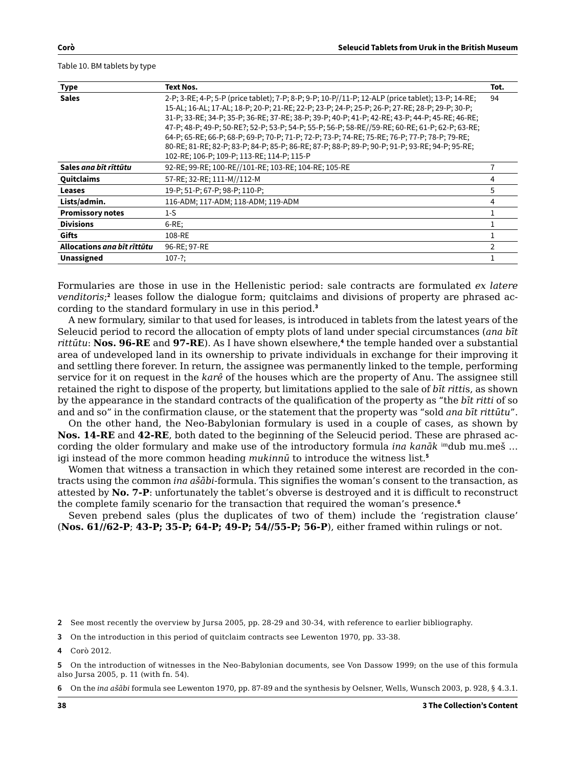Table 10. BM tablets by type

| Type | Text Nos. | Tot. |
|---|---|---|
| **Sales** | 2-P; 3-RE; 4-P; 5-P (price tablet); 7-P; 8-P; 9-P; 10-P//11-P; 12-ALP (price tablet); 13-P; 14-RE; 15-AL; 16-AL; 17-AL; 18-P; 20-P; 21-RE; 22-P; 23-P; 24-P; 25-P; 26-P; 27-RE; 28-P; 29-P; 30-P; 31-P; 33-RE; 34-P; 35-P; 36-RE; 37-RE; 38-P; 39-P; 40-P; 41-P; 42-RE; 43-P; 44-P; 45-RE; 46-RE; 47-P; 48-P; 49-P; 50-RE?; 52-P; 53-P; 54-P; 55-P; 56-P; 58-RE//59-RE; 60-RE; 61-P; 62-P; 63-RE; 64-P; 65-RE; 66-P; 68-P; 69-P; 70-P; 71-P; 72-P; 73-P; 74-RE; 75-RE; 76-P; 77-P; 78-P; 79-RE; 80-RE; 81-RE; 82-P; 83-P; 84-P; 85-P; 86-RE; 87-P; 88-P; 89-P; 90-P; 91-P; 93-RE; 94-P; 95-RE; 102-RE; 106-P; 109-P; 113-RE; 114-P; 115-P | 94 |
| **Sales *ana bīt rītūtu*** | 92-RE; 99-RE; 100-RE//101-RE; 103-RE; 104-RE; 105-RE | 7 |
| **Quitclaims** | 57-RE; 32-RE; 111-M//112-M | 4 |
| **Leases** | 19-P; 51-P; 67-P; 98-P; 110-P; | 5 |
| **Lists/admin.** | 116-ADM; 117-ADM; 118-ADM; 119-ADM | 4 |
| **Promissory notes** | 1-S | 1 |
| **Divisions** | 6-RE; | 1 |
| **Gifts** | 108-RE | 1 |
| **Allocations *ana bīt rītūtu*** | 96-RE; 97-RE | 2 |
| **Unassigned** | 107-?; | 1 |

Formularies are those in use in the Hellenistic period: sale contracts are formulated *ex latere venditoris*;[2] leases follow the dialogue form; quitclaims and divisions of property are phrased according to the standard formulary in use in this period.[3]

A new formulary, similar to that used for leases, is introduced in tablets from the latest years of the Seleucid period to record the allocation of empty plots of land under special circumstances (*ana bīt rittūtu*: **Nos. 96-RE** and **97-RE**). As I have shown elsewhere,[4] the temple handed over a substantial area of undeveloped land in its ownership to private individuals in exchange for their improving it and settling there forever. In return, the assignee was permanently linked to the temple, performing service for it on request in the *karê* of the houses which are the property of Anu. The assignee still retained the right to dispose of the property, but limitations applied to the sale of *bīt rittis*, as shown by the appearance in the standard contracts of the qualification of the property as "the *bīt ritti* of so and and so" in the confirmation clause, or the statement that the property was "sold *ana bīt rittūtu*".

On the other hand, the Neo-Babylonian formulary is used in a couple of cases, as shown by **Nos. 14-RE** and **42-RE**, both dated to the beginning of the Seleucid period. These are phrased according the older formulary and make use of the introductory formula *ina kanāk* imdub mu.meš … igi instead of the more common heading *mukinnū* to introduce the witness list.[5]

Women that witness a transaction in which they retained some interest are recorded in the contracts using the common *ina ašābi*-formula. This signifies the woman's consent to the transaction, as attested by **No. 7-P**: unfortunately the tablet's obverse is destroyed and it is difficult to reconstruct the complete family scenario for the transaction that required the woman's presence.[6]

Seven prebend sales (plus the duplicates of two of them) include the 'registration clause' (**Nos. 61//62-P**; **43-P; 35-P; 64-P; 49-P; 54//55-P; 56-P**), either framed within rulings or not.

2 See most recently the overview by Jursa 2005, pp. 28-29 and 30-34, with reference to earlier bibliography.

3 On the introduction in this period of quitclaim contracts see Lewenton 1970, pp. 33-38.

4 Corò 2012.

5 On the introduction of witnesses in the Neo-Babylonian documents, see Von Dassow 1999; on the use of this formula also Jursa 2005, p. 11 (with fn. 54).

6 On the *ina ašābi* formula see Lewenton 1970, pp. 87-89 and the synthesis by Oelsner, Wells, Wunsch 2003, p. 928, § 4.3.1.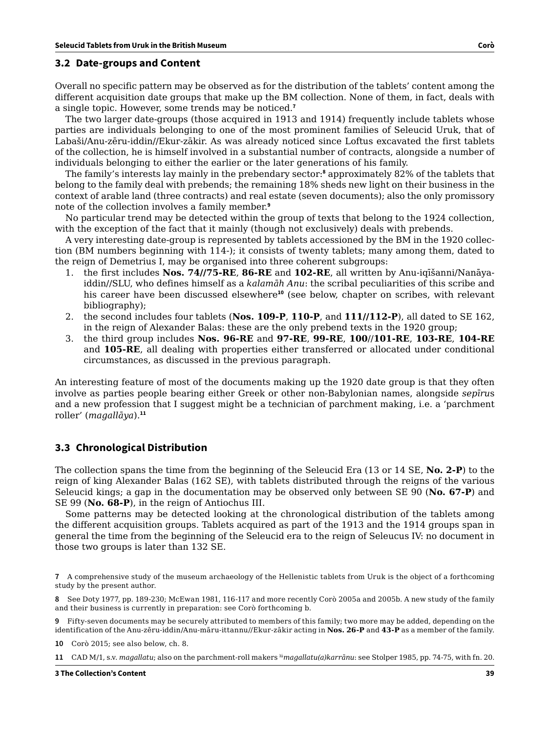## 3.2 Date-groups and Content

Overall no specific pattern may be observed as for the distribution of the tablets' content among the different acquisition date groups that make up the BM collection. None of them, in fact, deals with a single topic. However, some trends may be noticed.[7]

The two larger date-groups (those acquired in 1913 and 1914) frequently include tablets whose parties are individuals belonging to one of the most prominent families of Seleucid Uruk, that of Labaši/Anu-zēru-iddin//Ekur-zākir. As was already noticed since Loftus excavated the first tablets of the collection, he is himself involved in a substantial number of contracts, alongside a number of individuals belonging to either the earlier or the later generations of his family.

The family's interests lay mainly in the prebendary sector:[8] approximately 82% of the tablets that belong to the family deal with prebends; the remaining 18% sheds new light on their business in the context of arable land (three contracts) and real estate (seven documents); also the only promissory note of the collection involves a family member.[9]

No particular trend may be detected within the group of texts that belong to the 1924 collection, with the exception of the fact that it mainly (though not exclusively) deals with prebends.

A very interesting date-group is represented by tablets accessioned by the BM in the 1920 collection (BM numbers beginning with 114-); it consists of twenty tablets; many among them, dated to the reign of Demetrius I, may be organised into three coherent subgroups:

1. the first includes **Nos. 74//75-RE**, **86-RE** and **102-RE**, all written by Anu-iqīšanni/Nanāya-iddin//SLU, who defines himself as a *kalamāh Anu*: the scribal peculiarities of this scribe and his career have been discussed elsewhere[10] (see below, chapter on scribes, with relevant bibliography);
2. the second includes four tablets (**Nos. 109-P**, **110-P**, and **111//112-P**), all dated to SE 162, in the reign of Alexander Balas: these are the only prebend texts in the 1920 group;
3. the third group includes **Nos. 96-RE** and **97-RE**, **99-RE**, **100//101-RE**, **103-RE**, **104-RE** and **105-RE**, all dealing with properties either transferred or allocated under conditional circumstances, as discussed in the previous paragraph.

An interesting feature of most of the documents making up the 1920 date group is that they often involve as parties people bearing either Greek or other non-Babylonian names, alongside *sepīru*s and a new profession that I suggest might be a technician of parchment making, i.e. a 'parchment roller' (*magallāya*).[11]

## 3.3 Chronological Distribution

The collection spans the time from the beginning of the Seleucid Era (13 or 14 SE, **No. 2-P**) to the reign of king Alexander Balas (162 SE), with tablets distributed through the reigns of the various Seleucid kings; a gap in the documentation may be observed only between SE 90 (**No. 67-P**) and SE 99 (**No. 68-P**), in the reign of Antiochus III.

Some patterns may be detected looking at the chronological distribution of the tablets among the different acquisition groups. Tablets acquired as part of the 1913 and the 1914 groups span in general the time from the beginning of the Seleucid era to the reign of Seleucus IV: no document in those two groups is later than 132 SE.

---

7 A comprehensive study of the museum archaeology of the Hellenistic tablets from Uruk is the object of a forthcoming study by the present author.

8 See Doty 1977, pp. 189-230; McEwan 1981, 116-117 and more recently Corò 2005a and 2005b. A new study of the family and their business is currently in preparation: see Corò forthcoming b.

9 Fifty-seven documents may be securely attributed to members of this family; two more may be added, depending on the identification of the Anu-zēru-iddin/Anu-māru-ittannu//Ekur-zākir acting in **Nos. 26-P** and **43-P** as a member of the family.

10 Corò 2015; see also below, ch. 8.

11 CAD M/1, s.v. *magallatu*; also on the parchment-roll makers [lú]*magallatu(a)karrānu*: see Stolper 1985, pp. 74-75, with fn. 20.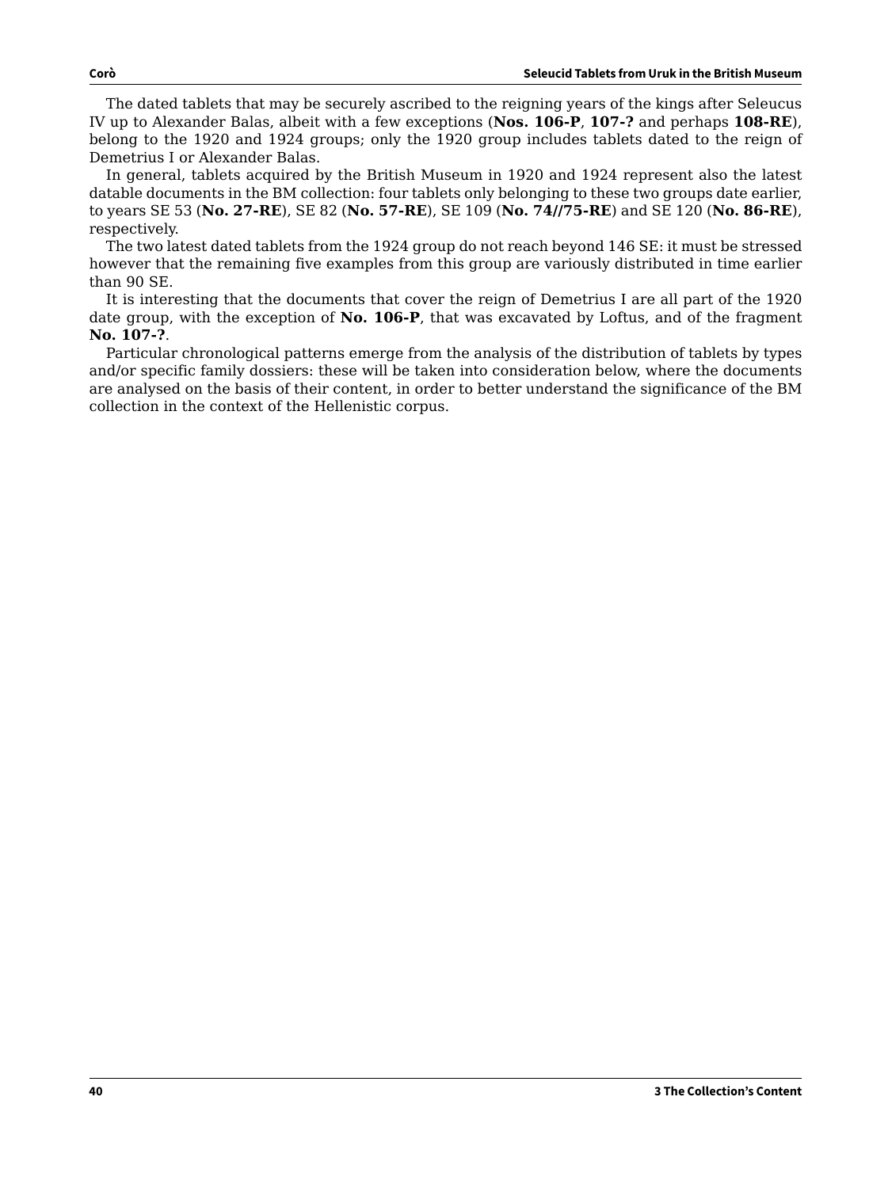The dated tablets that may be securely ascribed to the reigning years of the kings after Seleucus IV up to Alexander Balas, albeit with a few exceptions (**Nos. 106-P**, **107-?** and perhaps **108-RE**), belong to the 1920 and 1924 groups; only the 1920 group includes tablets dated to the reign of Demetrius I or Alexander Balas.

In general, tablets acquired by the British Museum in 1920 and 1924 represent also the latest datable documents in the BM collection: four tablets only belonging to these two groups date earlier, to years SE 53 (**No. 27-RE**), SE 82 (**No. 57-RE**), SE 109 (**No. 74//75-RE**) and SE 120 (**No. 86-RE**), respectively.

The two latest dated tablets from the 1924 group do not reach beyond 146 SE: it must be stressed however that the remaining five examples from this group are variously distributed in time earlier than 90 SE.

It is interesting that the documents that cover the reign of Demetrius I are all part of the 1920 date group, with the exception of **No. 106-P**, that was excavated by Loftus, and of the fragment **No. 107-?**.

Particular chronological patterns emerge from the analysis of the distribution of tablets by types and/or specific family dossiers: these will be taken into consideration below, where the documents are analysed on the basis of their content, in order to better understand the significance of the BM collection in the context of the Hellenistic corpus.